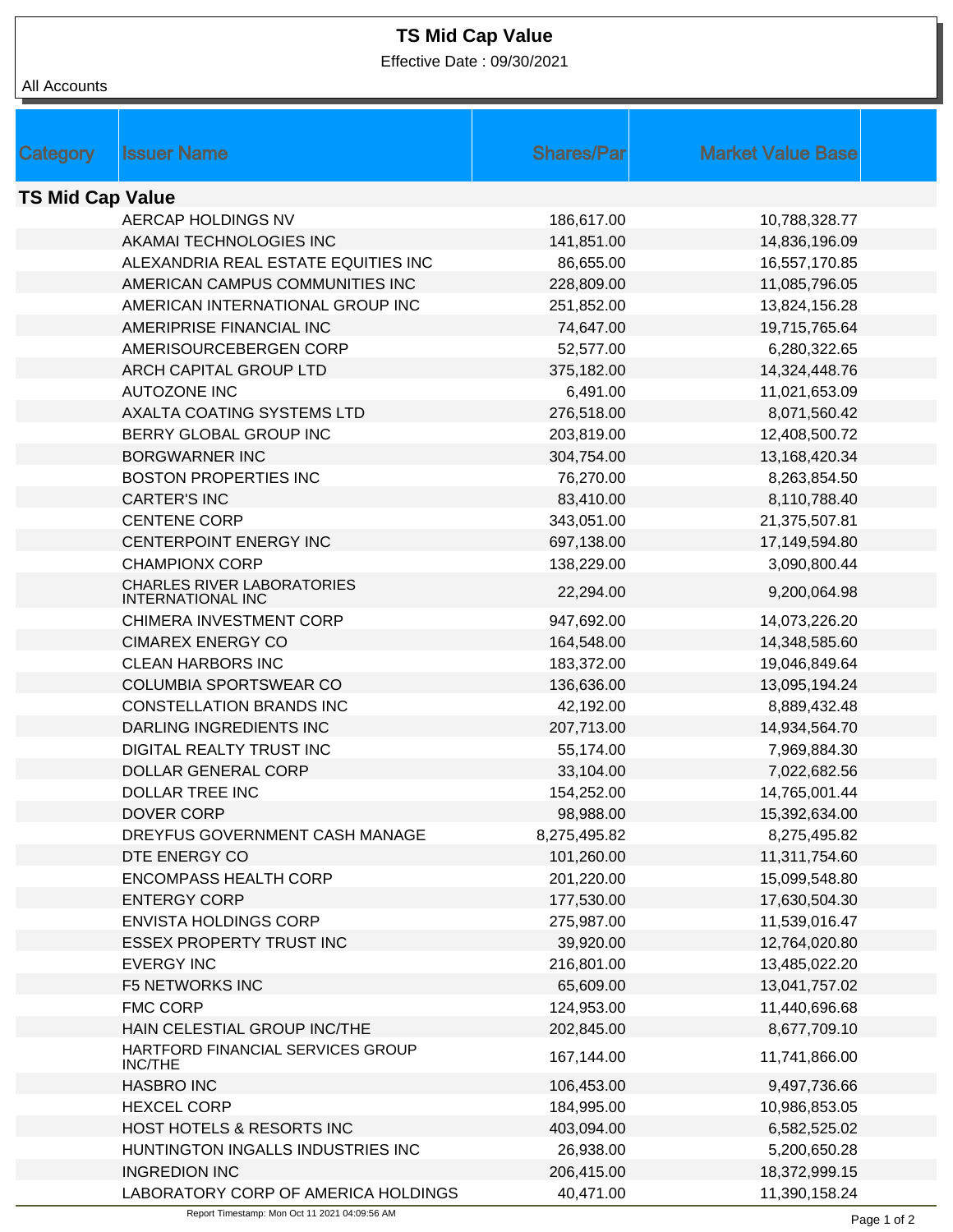# TS Mid Cap Value

Effective Date : 09/30/2021

All Accounts

| Category | Issuer Name | Shares/Par | Market Value Base |
|---|---|---|---|
| **TS Mid Cap Value** | | | |
| | AERCAP HOLDINGS NV | 186,617.00 | 10,788,328.77 |
| | AKAMAI TECHNOLOGIES INC | 141,851.00 | 14,836,196.09 |
| | ALEXANDRIA REAL ESTATE EQUITIES INC | 86,655.00 | 16,557,170.85 |
| | AMERICAN CAMPUS COMMUNITIES INC | 228,809.00 | 11,085,796.05 |
| | AMERICAN INTERNATIONAL GROUP INC | 251,852.00 | 13,824,156.28 |
| | AMERIPRISE FINANCIAL INC | 74,647.00 | 19,715,765.64 |
| | AMERISOURCEBERGEN CORP | 52,577.00 | 6,280,322.65 |
| | ARCH CAPITAL GROUP LTD | 375,182.00 | 14,324,448.76 |
| | AUTOZONE INC | 6,491.00 | 11,021,653.09 |
| | AXALTA COATING SYSTEMS LTD | 276,518.00 | 8,071,560.42 |
| | BERRY GLOBAL GROUP INC | 203,819.00 | 12,408,500.72 |
| | BORGWARNER INC | 304,754.00 | 13,168,420.34 |
| | BOSTON PROPERTIES INC | 76,270.00 | 8,263,854.50 |
| | CARTER'S INC | 83,410.00 | 8,110,788.40 |
| | CENTENE CORP | 343,051.00 | 21,375,507.81 |
| | CENTERPOINT ENERGY INC | 697,138.00 | 17,149,594.80 |
| | CHAMPIONX CORP | 138,229.00 | 3,090,800.44 |
| | CHARLES RIVER LABORATORIES INTERNATIONAL INC | 22,294.00 | 9,200,064.98 |
| | CHIMERA INVESTMENT CORP | 947,692.00 | 14,073,226.20 |
| | CIMAREX ENERGY CO | 164,548.00 | 14,348,585.60 |
| | CLEAN HARBORS INC | 183,372.00 | 19,046,849.64 |
| | COLUMBIA SPORTSWEAR CO | 136,636.00 | 13,095,194.24 |
| | CONSTELLATION BRANDS INC | 42,192.00 | 8,889,432.48 |
| | DARLING INGREDIENTS INC | 207,713.00 | 14,934,564.70 |
| | DIGITAL REALTY TRUST INC | 55,174.00 | 7,969,884.30 |
| | DOLLAR GENERAL CORP | 33,104.00 | 7,022,682.56 |
| | DOLLAR TREE INC | 154,252.00 | 14,765,001.44 |
| | DOVER CORP | 98,988.00 | 15,392,634.00 |
| | DREYFUS GOVERNMENT CASH MANAGE | 8,275,495.82 | 8,275,495.82 |
| | DTE ENERGY CO | 101,260.00 | 11,311,754.60 |
| | ENCOMPASS HEALTH CORP | 201,220.00 | 15,099,548.80 |
| | ENTERGY CORP | 177,530.00 | 17,630,504.30 |
| | ENVISTA HOLDINGS CORP | 275,987.00 | 11,539,016.47 |
| | ESSEX PROPERTY TRUST INC | 39,920.00 | 12,764,020.80 |
| | EVERGY INC | 216,801.00 | 13,485,022.20 |
| | F5 NETWORKS INC | 65,609.00 | 13,041,757.02 |
| | FMC CORP | 124,953.00 | 11,440,696.68 |
| | HAIN CELESTIAL GROUP INC/THE | 202,845.00 | 8,677,709.10 |
| | HARTFORD FINANCIAL SERVICES GROUP INC/THE | 167,144.00 | 11,741,866.00 |
| | HASBRO INC | 106,453.00 | 9,497,736.66 |
| | HEXCEL CORP | 184,995.00 | 10,986,853.05 |
| | HOST HOTELS & RESORTS INC | 403,094.00 | 6,582,525.02 |
| | HUNTINGTON INGALLS INDUSTRIES INC | 26,938.00 | 5,200,650.28 |
| | INGREDION INC | 206,415.00 | 18,372,999.15 |
| | LABORATORY CORP OF AMERICA HOLDINGS | 40,471.00 | 11,390,158.24 |

Report Timestamp: Mon Oct 11 2021 04:09:56 AM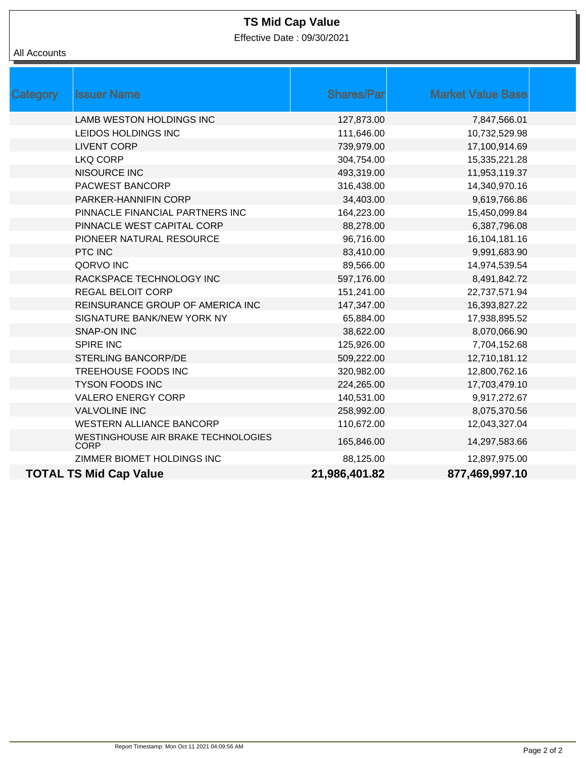# TS Mid Cap Value

Effective Date : 09/30/2021

All Accounts

| Category | Issuer Name | Shares/Par | Market Value Base |
|---|---|---|---|
| | LAMB WESTON HOLDINGS INC | 127,873.00 | 7,847,566.01 |
| | LEIDOS HOLDINGS INC | 111,646.00 | 10,732,529.98 |
| | LIVENT CORP | 739,979.00 | 17,100,914.69 |
| | LKQ CORP | 304,754.00 | 15,335,221.28 |
| | NISOURCE INC | 493,319.00 | 11,953,119.37 |
| | PACWEST BANCORP | 316,438.00 | 14,340,970.16 |
| | PARKER-HANNIFIN CORP | 34,403.00 | 9,619,766.86 |
| | PINNACLE FINANCIAL PARTNERS INC | 164,223.00 | 15,450,099.84 |
| | PINNACLE WEST CAPITAL CORP | 88,278.00 | 6,387,796.08 |
| | PIONEER NATURAL RESOURCE | 96,716.00 | 16,104,181.16 |
| | PTC INC | 83,410.00 | 9,991,683.90 |
| | QORVO INC | 89,566.00 | 14,974,539.54 |
| | RACKSPACE TECHNOLOGY INC | 597,176.00 | 8,491,842.72 |
| | REGAL BELOIT CORP | 151,241.00 | 22,737,571.94 |
| | REINSURANCE GROUP OF AMERICA INC | 147,347.00 | 16,393,827.22 |
| | SIGNATURE BANK/NEW YORK NY | 65,884.00 | 17,938,895.52 |
| | SNAP-ON INC | 38,622.00 | 8,070,066.90 |
| | SPIRE INC | 125,926.00 | 7,704,152.68 |
| | STERLING BANCORP/DE | 509,222.00 | 12,710,181.12 |
| | TREEHOUSE FOODS INC | 320,982.00 | 12,800,762.16 |
| | TYSON FOODS INC | 224,265.00 | 17,703,479.10 |
| | VALERO ENERGY CORP | 140,531.00 | 9,917,272.67 |
| | VALVOLINE INC | 258,992.00 | 8,075,370.56 |
| | WESTERN ALLIANCE BANCORP | 110,672.00 | 12,043,327.04 |
| | WESTINGHOUSE AIR BRAKE TECHNOLOGIES CORP | 165,846.00 | 14,297,583.66 |
| | ZIMMER BIOMET HOLDINGS INC | 88,125.00 | 12,897,975.00 |
| **TOTAL TS Mid Cap Value** | | **21,986,401.82** | **877,469,997.10** |

Report Timestamp: Mon Oct 11 2021 04:09:56 AM